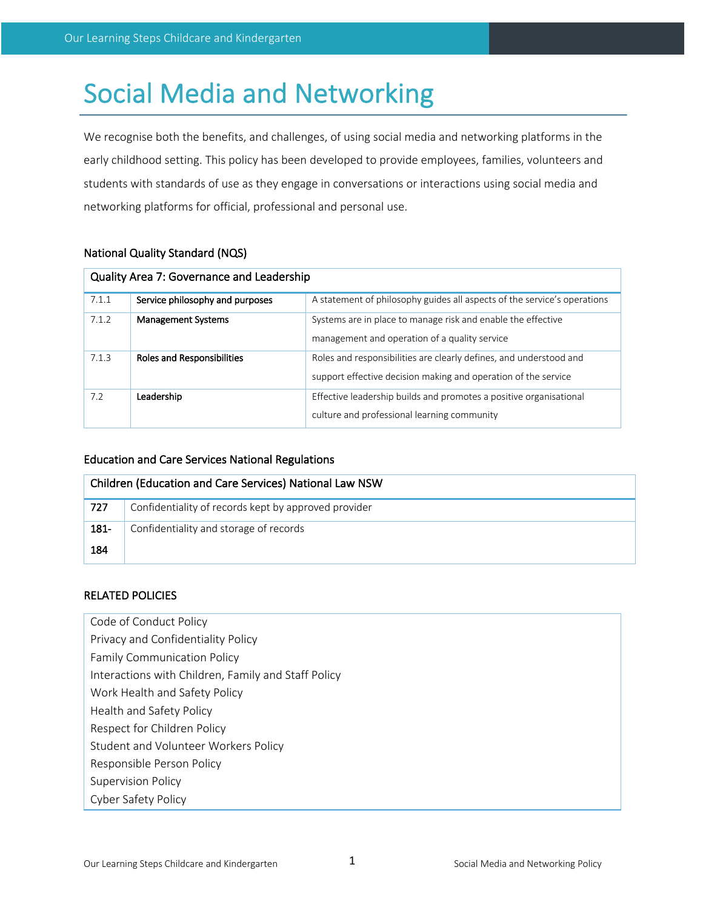# Social Media and Networking

We recognise both the benefits, and challenges, of using social media and networking platforms in the early childhood setting. This policy has been developed to provide employees, families, volunteers and students with standards of use as they engage in conversations or interactions using social media and networking platforms for official, professional and personal use.

### National Quality Standard (NQS)

| Quality Area 7: Governance and Leadership | | |
|---|---|---|
| 7.1.1 | **Service philosophy and purposes** | A statement of philosophy guides all aspects of the service's operations |
| 7.1.2 | **Management Systems** | Systems are in place to manage risk and enable the effective management and operation of a quality service |
| 7.1.3 | **Roles and Responsibilities** | Roles and responsibilities are clearly defines, and understood and support effective decision making and operation of the service |
| 7.2 | **Leadership** | Effective leadership builds and promotes a positive organisational culture and professional learning community |

### Education and Care Services National Regulations

| Children (Education and Care Services) National Law NSW | |
|---|---|
| **727** | Confidentiality of records kept by approved provider |
| **181-184** | Confidentiality and storage of records |

### RELATED POLICIES

| |
|---|
| Code of Conduct Policy<br>Privacy and Confidentiality Policy<br>Family Communication Policy<br>Interactions with Children, Family and Staff Policy<br>Work Health and Safety Policy<br>Health and Safety Policy<br>Respect for Children Policy<br>Student and Volunteer Workers Policy<br>Responsible Person Policy<br>Supervision Policy<br>Cyber Safety Policy |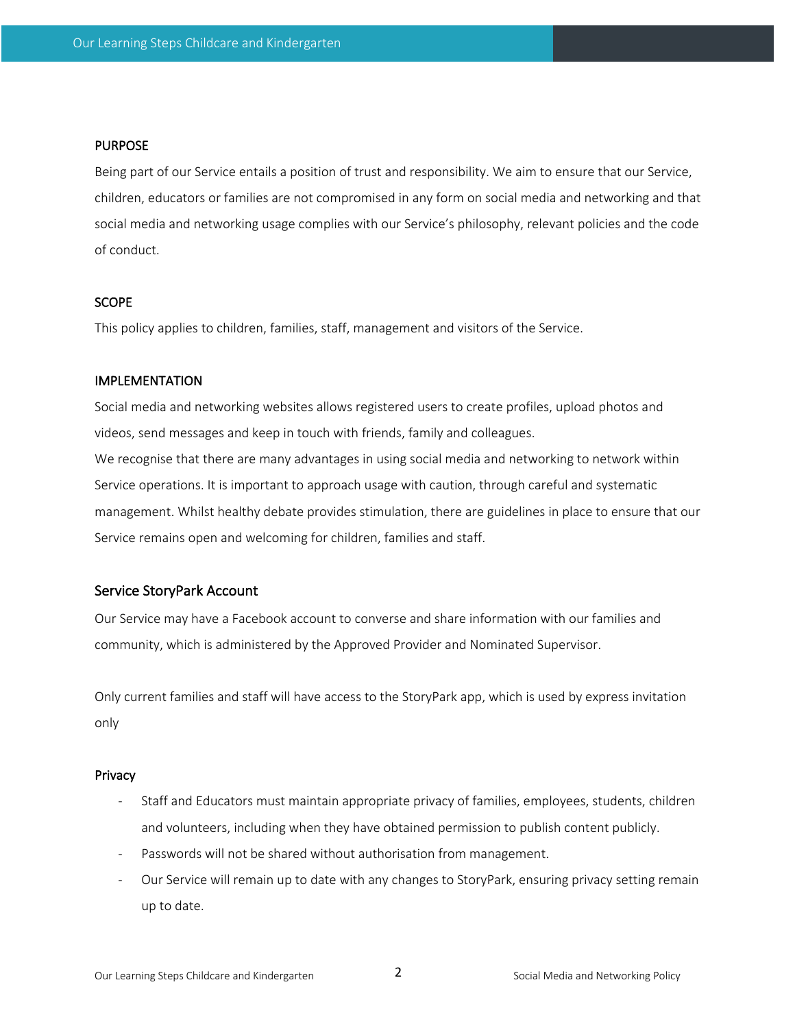## PURPOSE

Being part of our Service entails a position of trust and responsibility. We aim to ensure that our Service, children, educators or families are not compromised in any form on social media and networking and that social media and networking usage complies with our Service's philosophy, relevant policies and the code of conduct.

## SCOPE

This policy applies to children, families, staff, management and visitors of the Service.

## IMPLEMENTATION

Social media and networking websites allows registered users to create profiles, upload photos and videos, send messages and keep in touch with friends, family and colleagues.

We recognise that there are many advantages in using social media and networking to network within Service operations. It is important to approach usage with caution, through careful and systematic management. Whilst healthy debate provides stimulation, there are guidelines in place to ensure that our Service remains open and welcoming for children, families and staff.

### Service StoryPark Account

Our Service may have a Facebook account to converse and share information with our families and community, which is administered by the Approved Provider and Nominated Supervisor.

Only current families and staff will have access to the StoryPark app, which is used by express invitation only

### Privacy

- Staff and Educators must maintain appropriate privacy of families, employees, students, children and volunteers, including when they have obtained permission to publish content publicly.
- Passwords will not be shared without authorisation from management.
- Our Service will remain up to date with any changes to StoryPark, ensuring privacy setting remain up to date.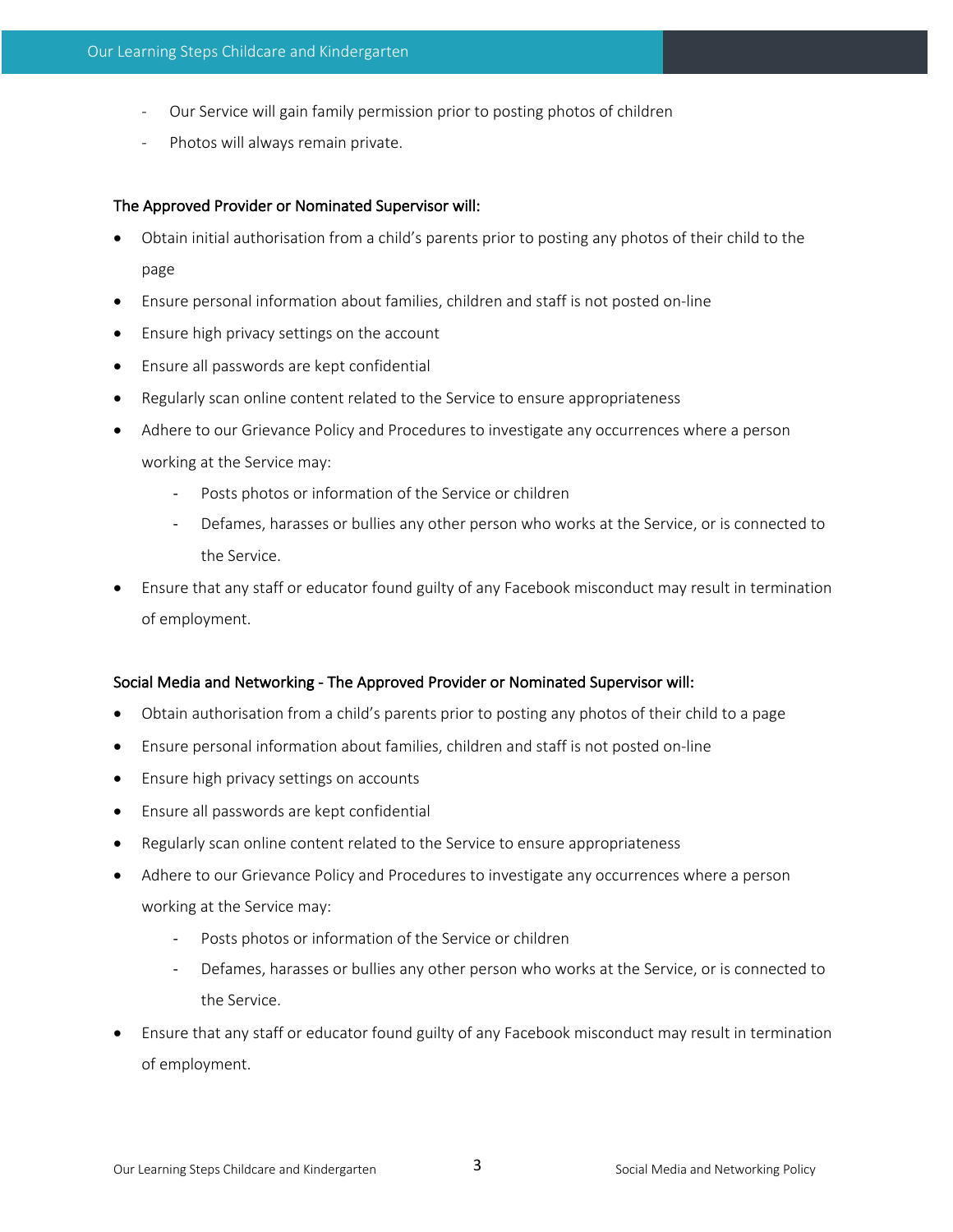- Our Service will gain family permission prior to posting photos of children
- Photos will always remain private.

**The Approved Provider or Nominated Supervisor will:**

- Obtain initial authorisation from a child's parents prior to posting any photos of their child to the page
- Ensure personal information about families, children and staff is not posted on-line
- Ensure high privacy settings on the account
- Ensure all passwords are kept confidential
- Regularly scan online content related to the Service to ensure appropriateness
- Adhere to our Grievance Policy and Procedures to investigate any occurrences where a person working at the Service may:
  - Posts photos or information of the Service or children
  - Defames, harasses or bullies any other person who works at the Service, or is connected to the Service.
- Ensure that any staff or educator found guilty of any Facebook misconduct may result in termination of employment.

**Social Media and Networking - The Approved Provider or Nominated Supervisor will:**

- Obtain authorisation from a child's parents prior to posting any photos of their child to a page
- Ensure personal information about families, children and staff is not posted on-line
- Ensure high privacy settings on accounts
- Ensure all passwords are kept confidential
- Regularly scan online content related to the Service to ensure appropriateness
- Adhere to our Grievance Policy and Procedures to investigate any occurrences where a person working at the Service may:
  - Posts photos or information of the Service or children
  - Defames, harasses or bullies any other person who works at the Service, or is connected to the Service.
- Ensure that any staff or educator found guilty of any Facebook misconduct may result in termination of employment.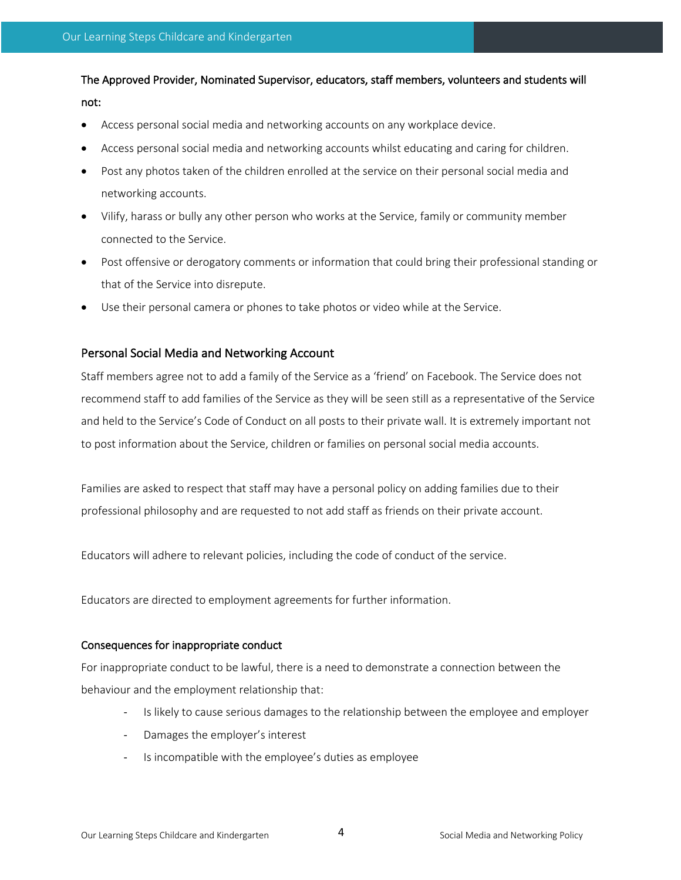**The Approved Provider, Nominated Supervisor, educators, staff members, volunteers and students will not:**

- Access personal social media and networking accounts on any workplace device.
- Access personal social media and networking accounts whilst educating and caring for children.
- Post any photos taken of the children enrolled at the service on their personal social media and networking accounts.
- Vilify, harass or bully any other person who works at the Service, family or community member connected to the Service.
- Post offensive or derogatory comments or information that could bring their professional standing or that of the Service into disrepute.
- Use their personal camera or phones to take photos or video while at the Service.

## Personal Social Media and Networking Account

Staff members agree not to add a family of the Service as a 'friend' on Facebook. The Service does not recommend staff to add families of the Service as they will be seen still as a representative of the Service and held to the Service's Code of Conduct on all posts to their private wall. It is extremely important not to post information about the Service, children or families on personal social media accounts.

Families are asked to respect that staff may have a personal policy on adding families due to their professional philosophy and are requested to not add staff as friends on their private account.

Educators will adhere to relevant policies, including the code of conduct of the service.

Educators are directed to employment agreements for further information.

### Consequences for inappropriate conduct

For inappropriate conduct to be lawful, there is a need to demonstrate a connection between the behaviour and the employment relationship that:

- Is likely to cause serious damages to the relationship between the employee and employer
- Damages the employer's interest
- Is incompatible with the employee's duties as employee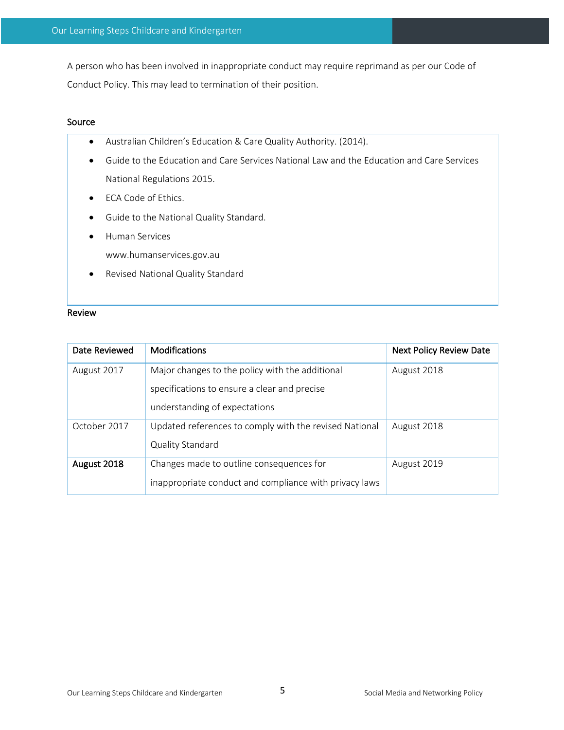A person who has been involved in inappropriate conduct may require reprimand as per our Code of Conduct Policy. This may lead to termination of their position.

### Source

- Australian Children's Education & Care Quality Authority. (2014).
- Guide to the Education and Care Services National Law and the Education and Care Services National Regulations 2015.
- ECA Code of Ethics.
- Guide to the National Quality Standard.
- Human Services
  www.humanservices.gov.au
- Revised National Quality Standard

### Review

| Date Reviewed | Modifications | Next Policy Review Date |
|---|---|---|
| August 2017 | Major changes to the policy with the additional specifications to ensure a clear and precise understanding of expectations | August 2018 |
| October 2017 | Updated references to comply with the revised National Quality Standard | August 2018 |
| **August 2018** | Changes made to outline consequences for inappropriate conduct and compliance with privacy laws | August 2019 |